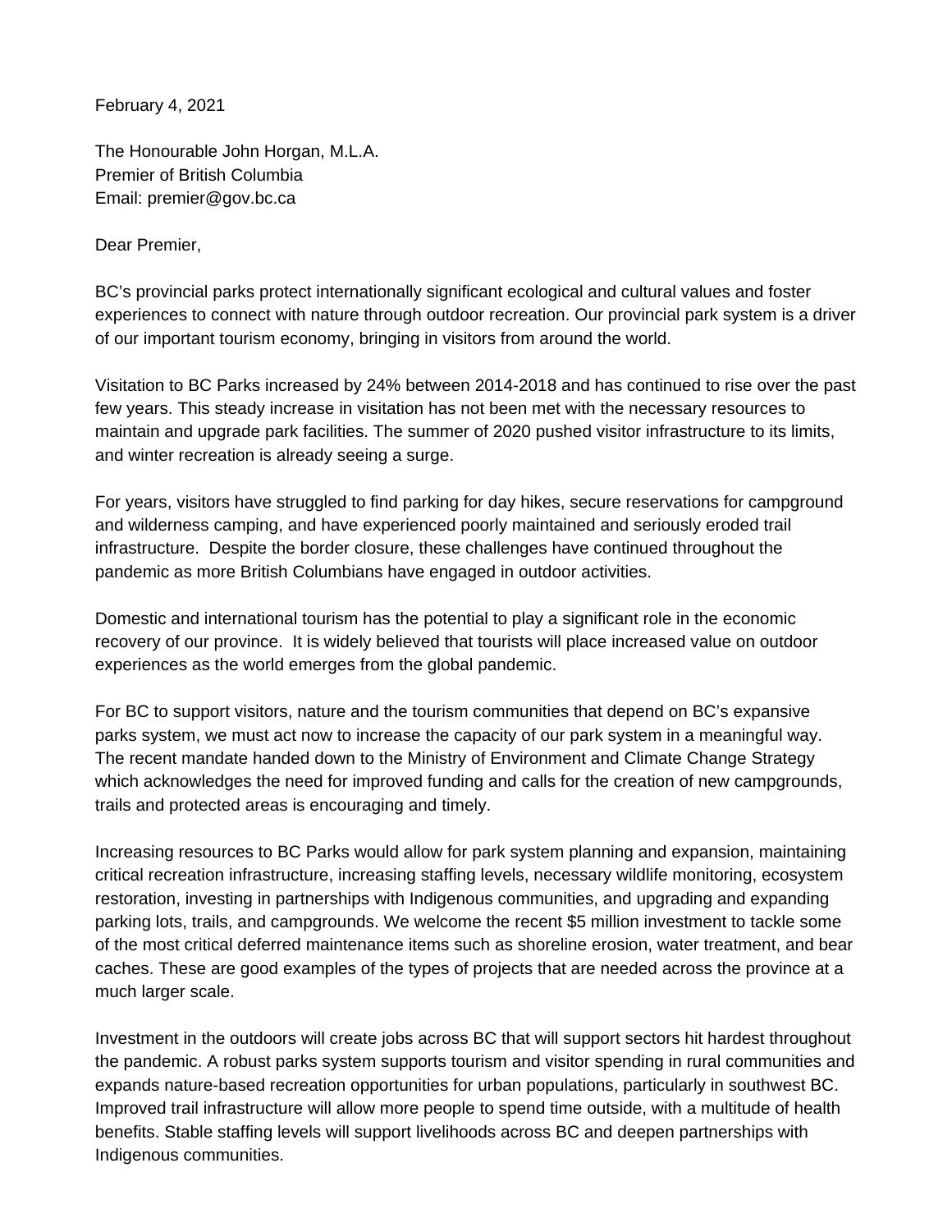February 4, 2021

The Honourable John Horgan, M.L.A.  
Premier of British Columbia  
Email: premier@gov.bc.ca

Dear Premier,

BC's provincial parks protect internationally significant ecological and cultural values and foster experiences to connect with nature through outdoor recreation. Our provincial park system is a driver of our important tourism economy, bringing in visitors from around the world.

Visitation to BC Parks increased by 24% between 2014-2018 and has continued to rise over the past few years. This steady increase in visitation has not been met with the necessary resources to maintain and upgrade park facilities. The summer of 2020 pushed visitor infrastructure to its limits, and winter recreation is already seeing a surge.

For years, visitors have struggled to find parking for day hikes, secure reservations for campground and wilderness camping, and have experienced poorly maintained and seriously eroded trail infrastructure. Despite the border closure, these challenges have continued throughout the pandemic as more British Columbians have engaged in outdoor activities.

Domestic and international tourism has the potential to play a significant role in the economic recovery of our province. It is widely believed that tourists will place increased value on outdoor experiences as the world emerges from the global pandemic.

For BC to support visitors, nature and the tourism communities that depend on BC's expansive parks system, we must act now to increase the capacity of our park system in a meaningful way. The recent mandate handed down to the Ministry of Environment and Climate Change Strategy which acknowledges the need for improved funding and calls for the creation of new campgrounds, trails and protected areas is encouraging and timely.

Increasing resources to BC Parks would allow for park system planning and expansion, maintaining critical recreation infrastructure, increasing staffing levels, necessary wildlife monitoring, ecosystem restoration, investing in partnerships with Indigenous communities, and upgrading and expanding parking lots, trails, and campgrounds. We welcome the recent $5 million investment to tackle some of the most critical deferred maintenance items such as shoreline erosion, water treatment, and bear caches. These are good examples of the types of projects that are needed across the province at a much larger scale.

Investment in the outdoors will create jobs across BC that will support sectors hit hardest throughout the pandemic. A robust parks system supports tourism and visitor spending in rural communities and expands nature-based recreation opportunities for urban populations, particularly in southwest BC. Improved trail infrastructure will allow more people to spend time outside, with a multitude of health benefits. Stable staffing levels will support livelihoods across BC and deepen partnerships with Indigenous communities.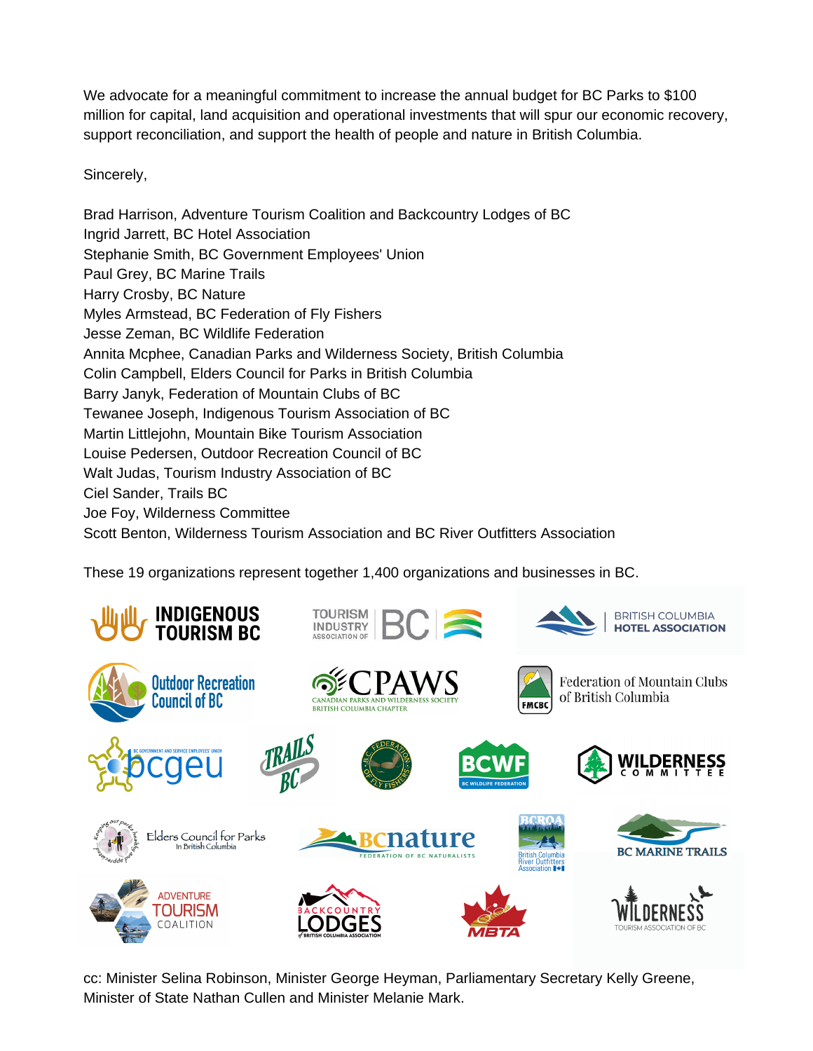We advocate for a meaningful commitment to increase the annual budget for BC Parks to $100 million for capital, land acquisition and operational investments that will spur our economic recovery, support reconciliation, and support the health of people and nature in British Columbia.

Sincerely,

Brad Harrison, Adventure Tourism Coalition and Backcountry Lodges of BC
Ingrid Jarrett, BC Hotel Association
Stephanie Smith, BC Government Employees' Union
Paul Grey, BC Marine Trails
Harry Crosby, BC Nature
Myles Armstead, BC Federation of Fly Fishers
Jesse Zeman, BC Wildlife Federation
Annita Mcphee, Canadian Parks and Wilderness Society, British Columbia
Colin Campbell, Elders Council for Parks in British Columbia
Barry Janyk, Federation of Mountain Clubs of BC
Tewanee Joseph, Indigenous Tourism Association of BC
Martin Littlejohn, Mountain Bike Tourism Association
Louise Pedersen, Outdoor Recreation Council of BC
Walt Judas, Tourism Industry Association of BC
Ciel Sander, Trails BC
Joe Foy, Wilderness Committee
Scott Benton, Wilderness Tourism Association and BC River Outfitters Association

These 19 organizations represent together 1,400 organizations and businesses in BC.

cc: Minister Selina Robinson, Minister George Heyman, Parliamentary Secretary Kelly Greene, Minister of State Nathan Cullen and Minister Melanie Mark.